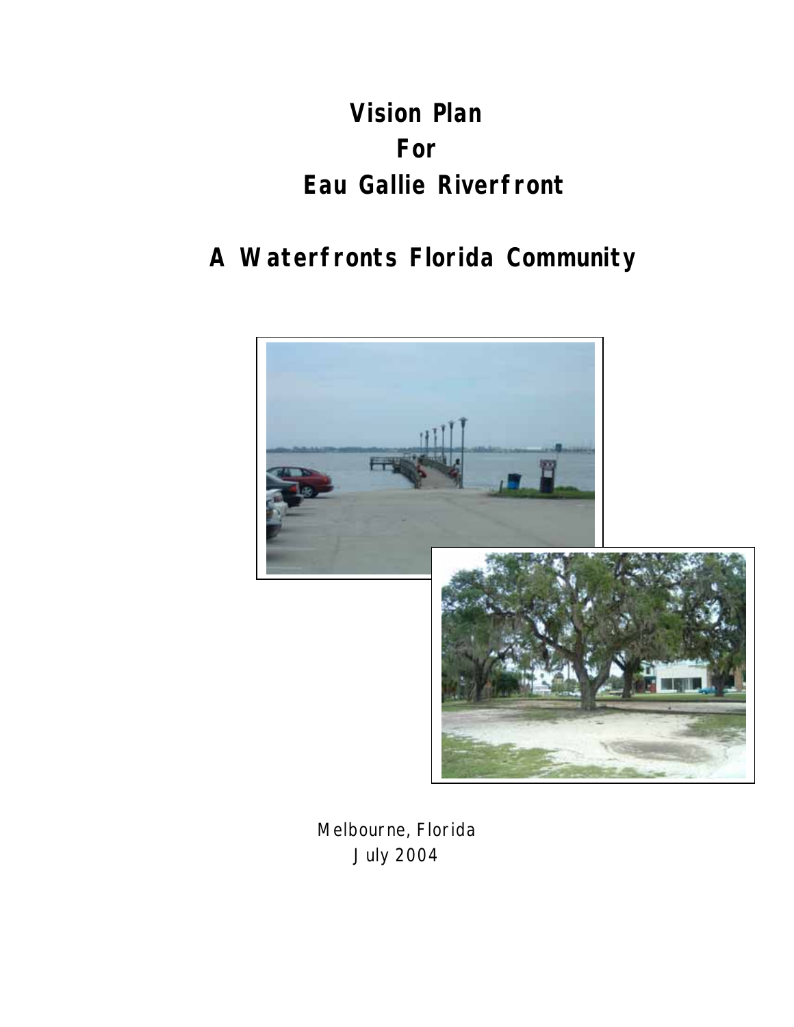# Vision Plan For Eau Gallie Riverfront

## A Waterfronts Florida Community

Melbourne, Florida
July 2004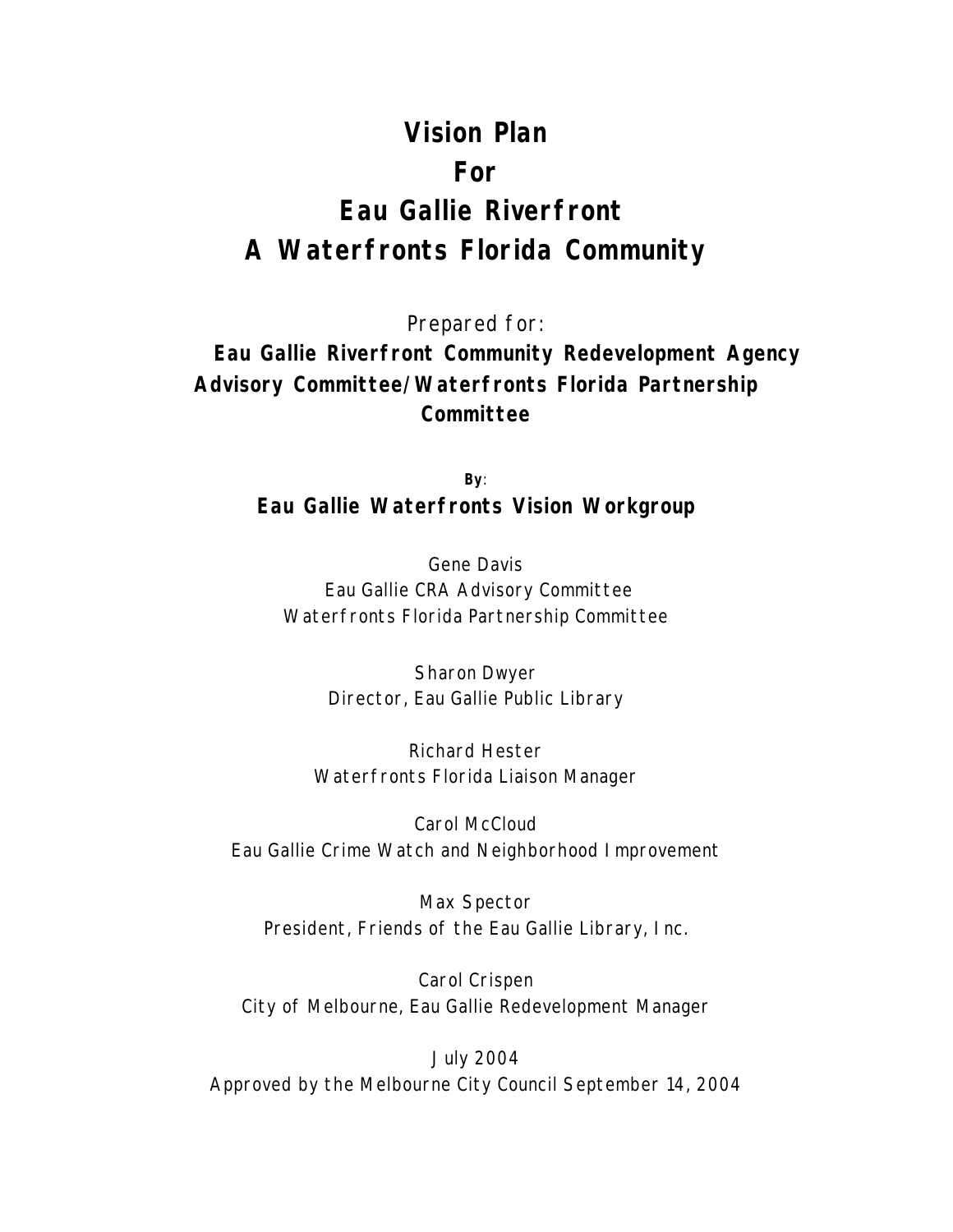# Vision Plan For Eau Gallie Riverfront A Waterfronts Florida Community

Prepared for:

**Eau Gallie Riverfront Community Redevelopment Agency Advisory Committee/Waterfronts Florida Partnership Committee**

**By**:

**Eau Gallie Waterfronts Vision Workgroup**

Gene Davis
Eau Gallie CRA Advisory Committee
Waterfronts Florida Partnership Committee

Sharon Dwyer
Director, Eau Gallie Public Library

Richard Hester
Waterfronts Florida Liaison Manager

Carol McCloud
Eau Gallie Crime Watch and Neighborhood Improvement

Max Spector
President, Friends of the Eau Gallie Library, Inc.

Carol Crispen
City of Melbourne, Eau Gallie Redevelopment Manager

July 2004
Approved by the Melbourne City Council September 14, 2004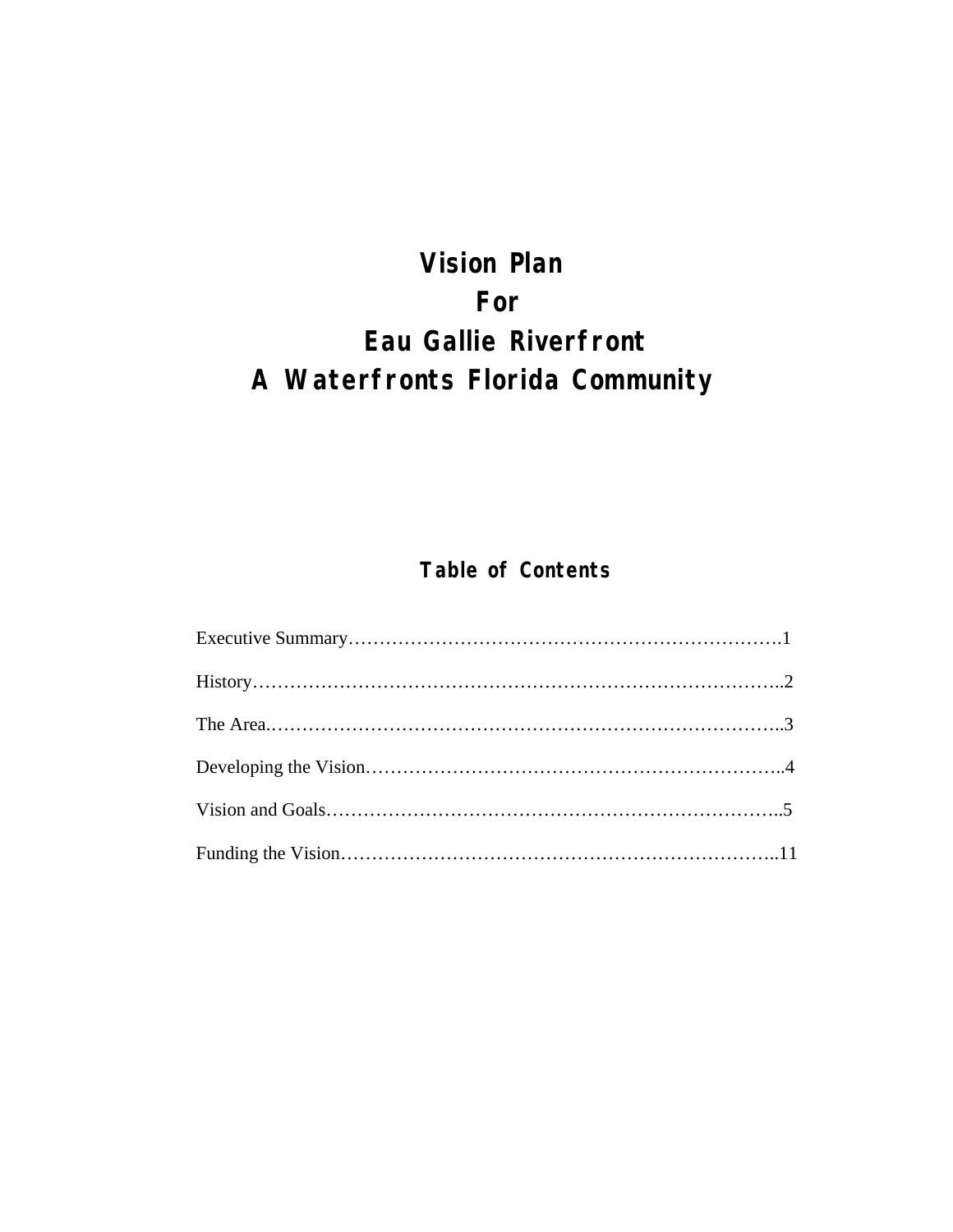# Vision Plan
# For
# Eau Gallie Riverfront
# A Waterfronts Florida Community

## Table of Contents

Executive Summary……………………………………………………………….1

History…………………………………………………………………………..2

The Area.………………………………………………………………………..3

Developing the Vision…………………………………………………………..4

Vision and Goals………………………………………………………………..5

Funding the Vision……………………………………………………………..11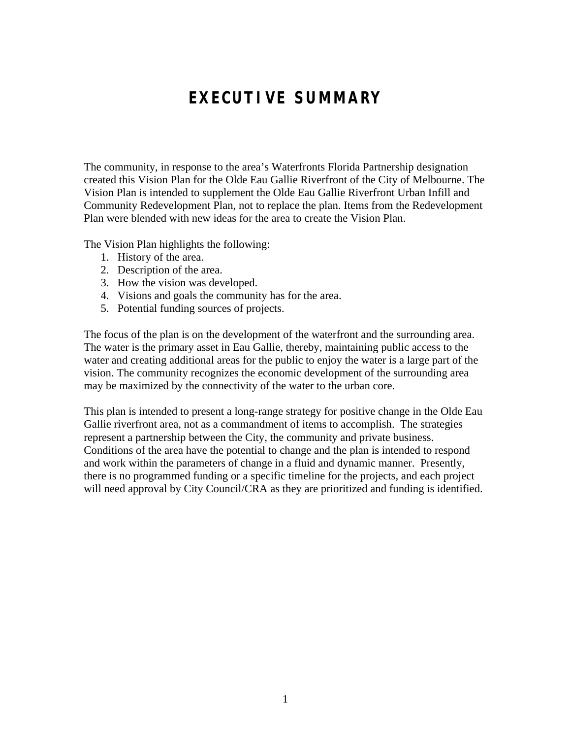# EXECUTIVE SUMMARY

The community, in response to the area's Waterfronts Florida Partnership designation created this Vision Plan for the Olde Eau Gallie Riverfront of the City of Melbourne. The Vision Plan is intended to supplement the Olde Eau Gallie Riverfront Urban Infill and Community Redevelopment Plan, not to replace the plan. Items from the Redevelopment Plan were blended with new ideas for the area to create the Vision Plan.

The Vision Plan highlights the following:

1. History of the area.
2. Description of the area.
3. How the vision was developed.
4. Visions and goals the community has for the area.
5. Potential funding sources of projects.

The focus of the plan is on the development of the waterfront and the surrounding area. The water is the primary asset in Eau Gallie, thereby, maintaining public access to the water and creating additional areas for the public to enjoy the water is a large part of the vision. The community recognizes the economic development of the surrounding area may be maximized by the connectivity of the water to the urban core.

This plan is intended to present a long-range strategy for positive change in the Olde Eau Gallie riverfront area, not as a commandment of items to accomplish. The strategies represent a partnership between the City, the community and private business. Conditions of the area have the potential to change and the plan is intended to respond and work within the parameters of change in a fluid and dynamic manner. Presently, there is no programmed funding or a specific timeline for the projects, and each project will need approval by City Council/CRA as they are prioritized and funding is identified.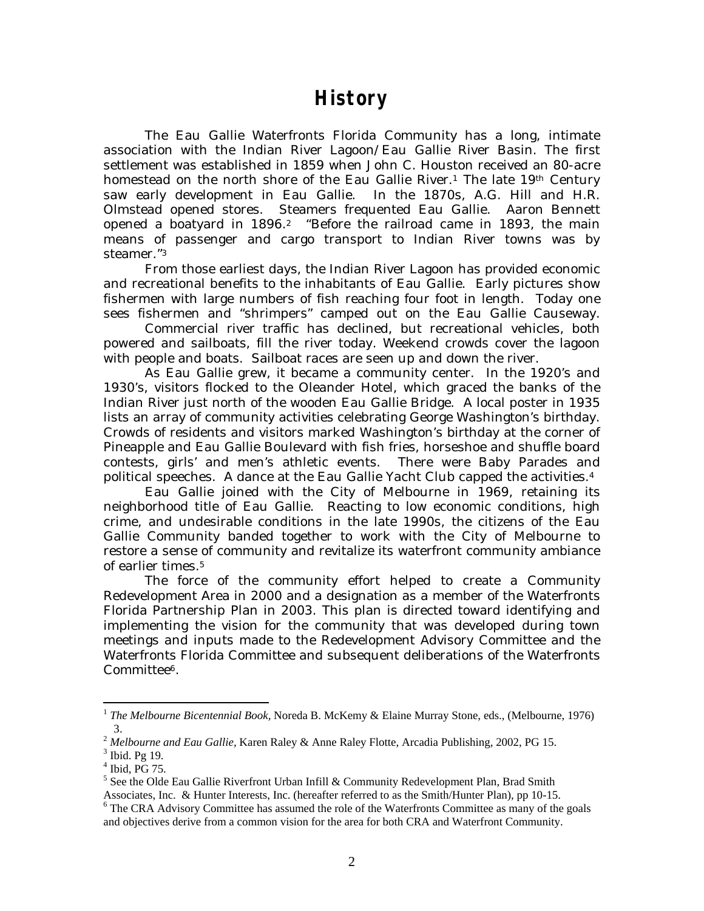# History

The Eau Gallie Waterfronts Florida Community has a long, intimate association with the Indian River Lagoon/Eau Gallie River Basin. The first settlement was established in 1859 when John C. Houston received an 80-acre homestead on the north shore of the Eau Gallie River.[1] The late 19th Century saw early development in Eau Gallie. In the 1870s, A.G. Hill and H.R. Olmstead opened stores. Steamers frequented Eau Gallie. Aaron Bennett opened a boatyard in 1896.[2] "Before the railroad came in 1893, the main means of passenger and cargo transport to Indian River towns was by steamer."[3]

From those earliest days, the Indian River Lagoon has provided economic and recreational benefits to the inhabitants of Eau Gallie. Early pictures show fishermen with large numbers of fish reaching four foot in length. Today one sees fishermen and "shrimpers" camped out on the Eau Gallie Causeway.

Commercial river traffic has declined, but recreational vehicles, both powered and sailboats, fill the river today. Weekend crowds cover the lagoon with people and boats. Sailboat races are seen up and down the river.

As Eau Gallie grew, it became a community center. In the 1920's and 1930's, visitors flocked to the Oleander Hotel, which graced the banks of the Indian River just north of the wooden Eau Gallie Bridge. A local poster in 1935 lists an array of community activities celebrating George Washington's birthday. Crowds of residents and visitors marked Washington's birthday at the corner of Pineapple and Eau Gallie Boulevard with fish fries, horseshoe and shuffle board contests, girls' and men's athletic events. There were Baby Parades and political speeches. A dance at the Eau Gallie Yacht Club capped the activities.[4]

Eau Gallie joined with the City of Melbourne in 1969, retaining its neighborhood title of Eau Gallie. Reacting to low economic conditions, high crime, and undesirable conditions in the late 1990s, the citizens of the Eau Gallie Community banded together to work with the City of Melbourne to restore a sense of community and revitalize its waterfront community ambiance of earlier times.[5]

The force of the community effort helped to create a Community Redevelopment Area in 2000 and a designation as a member of the Waterfronts Florida Partnership Plan in 2003. This plan is directed toward identifying and implementing the vision for the community that was developed during town meetings and inputs made to the Redevelopment Advisory Committee and the Waterfronts Florida Committee and subsequent deliberations of the Waterfronts Committee[6].

---

[1] *The Melbourne Bicentennial Book*, Noreda B. McKemy & Elaine Murray Stone, eds., (Melbourne, 1976) 3.

[2] *Melbourne and Eau Gallie*, Karen Raley & Anne Raley Flotte, Arcadia Publishing, 2002, PG 15.

[3] Ibid. Pg 19.

[4] Ibid, PG 75.

[5] See the Olde Eau Gallie Riverfront Urban Infill & Community Redevelopment Plan, Brad Smith Associates, Inc. & Hunter Interests, Inc. (hereafter referred to as the Smith/Hunter Plan), pp 10-15.

[6] The CRA Advisory Committee has assumed the role of the Waterfronts Committee as many of the goals and objectives derive from a common vision for the area for both CRA and Waterfront Community.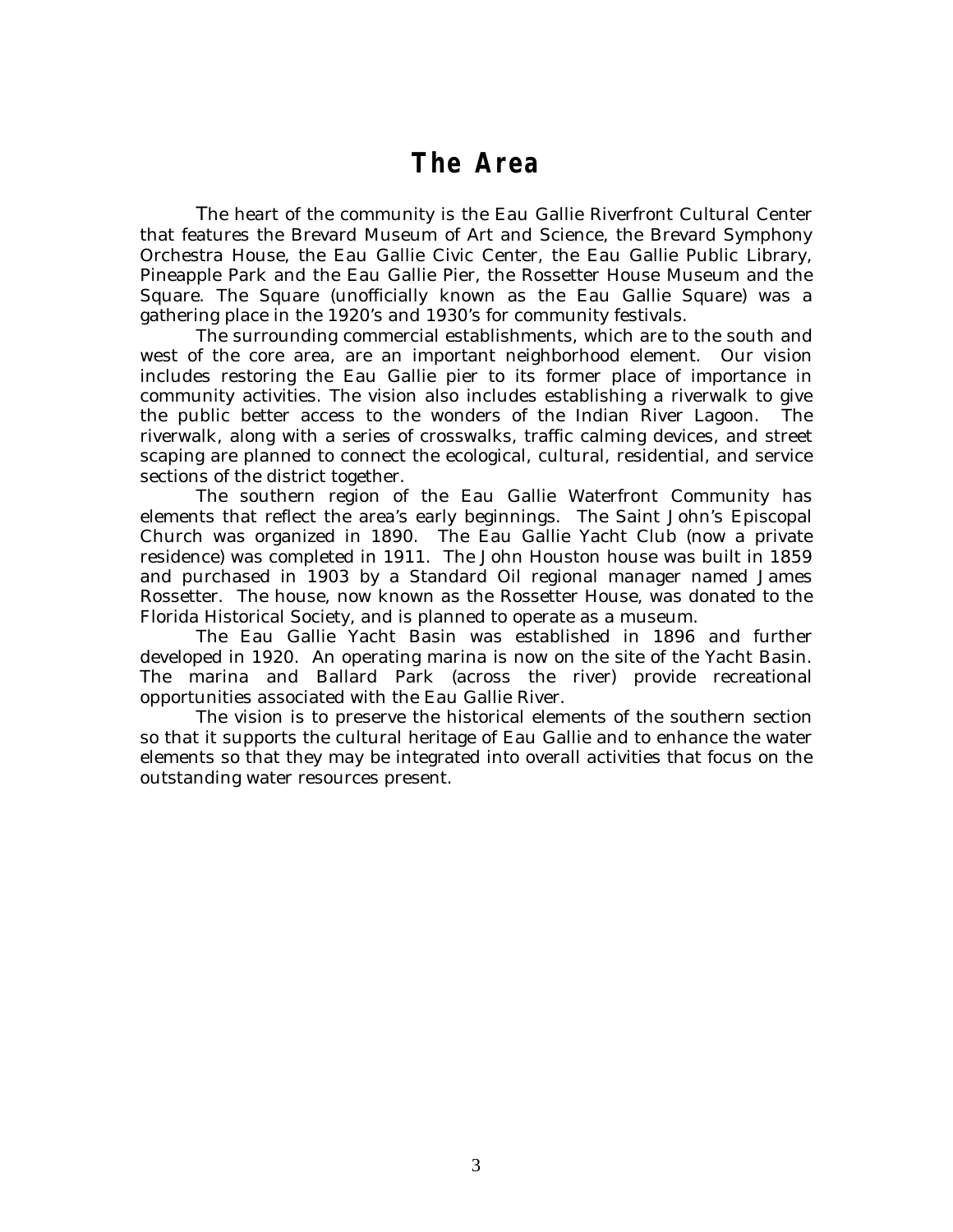# The Area

The heart of the community is the Eau Gallie Riverfront Cultural Center that features the Brevard Museum of Art and Science, the Brevard Symphony Orchestra House, the Eau Gallie Civic Center, the Eau Gallie Public Library, Pineapple Park and the Eau Gallie Pier, the Rossetter House Museum and the Square. The Square (unofficially known as the Eau Gallie Square) was a gathering place in the 1920's and 1930's for community festivals.

The surrounding commercial establishments, which are to the south and west of the core area, are an important neighborhood element. Our vision includes restoring the Eau Gallie pier to its former place of importance in community activities. The vision also includes establishing a riverwalk to give the public better access to the wonders of the Indian River Lagoon. The riverwalk, along with a series of crosswalks, traffic calming devices, and street scaping are planned to connect the ecological, cultural, residential, and service sections of the district together.

The southern region of the Eau Gallie Waterfront Community has elements that reflect the area's early beginnings. The Saint John's Episcopal Church was organized in 1890. The Eau Gallie Yacht Club (now a private residence) was completed in 1911. The John Houston house was built in 1859 and purchased in 1903 by a Standard Oil regional manager named James Rossetter. The house, now known as the Rossetter House, was donated to the Florida Historical Society, and is planned to operate as a museum.

The Eau Gallie Yacht Basin was established in 1896 and further developed in 1920. An operating marina is now on the site of the Yacht Basin. The marina and Ballard Park (across the river) provide recreational opportunities associated with the Eau Gallie River.

The vision is to preserve the historical elements of the southern section so that it supports the cultural heritage of Eau Gallie and to enhance the water elements so that they may be integrated into overall activities that focus on the outstanding water resources present.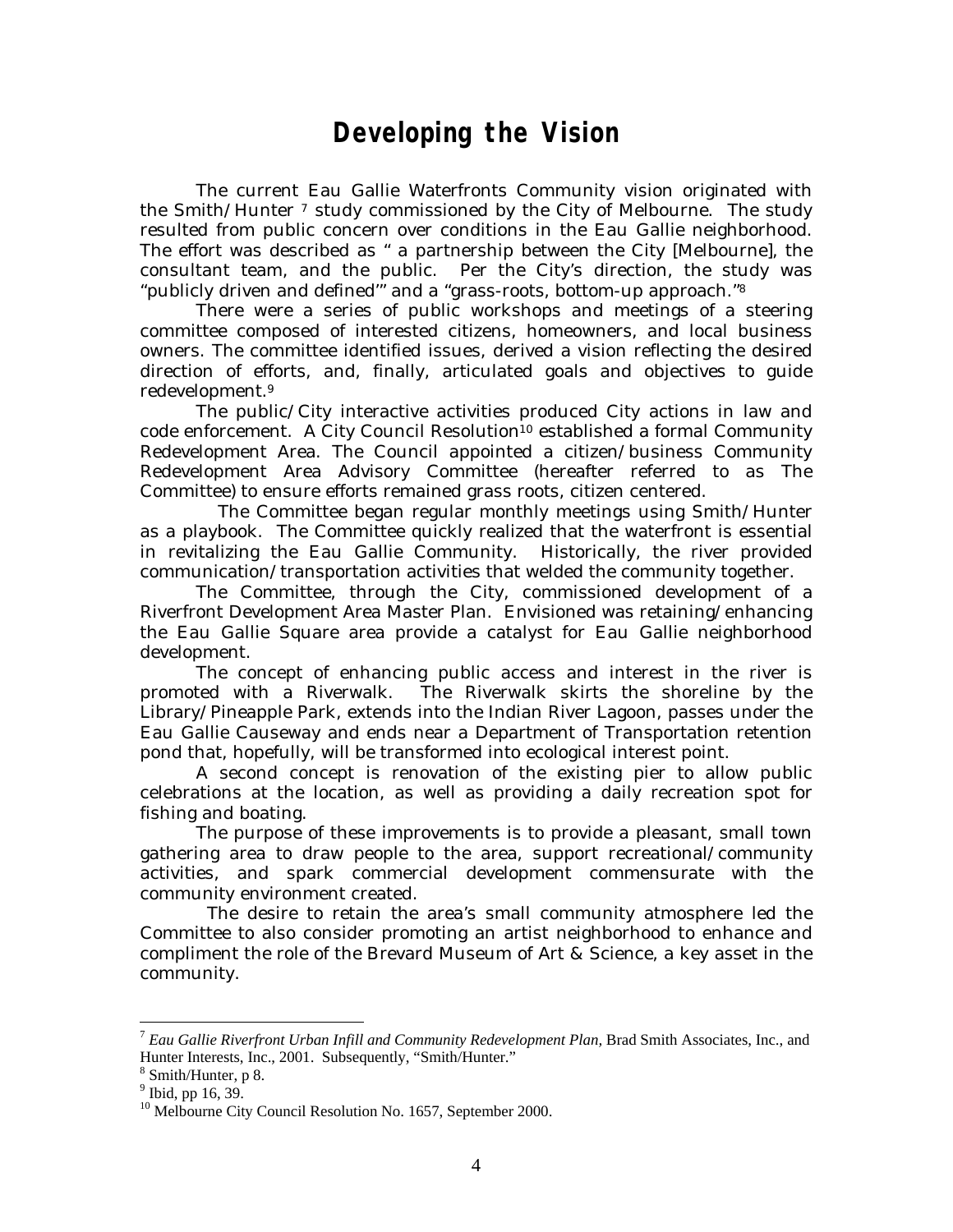# Developing the Vision

The current Eau Gallie Waterfronts Community vision originated with the Smith/Hunter [7] study commissioned by the City of Melbourne. The study resulted from public concern over conditions in the Eau Gallie neighborhood. The effort was described as " a partnership between the City [Melbourne], the consultant team, and the public. Per the City's direction, the study was "publicly driven and defined'" and a "grass-roots, bottom-up approach."[8]

There were a series of public workshops and meetings of a steering committee composed of interested citizens, homeowners, and local business owners. The committee identified issues, derived a vision reflecting the desired direction of efforts, and, finally, articulated goals and objectives to guide redevelopment.[9]

The public/City interactive activities produced City actions in law and code enforcement. A City Council Resolution[10] established a formal Community Redevelopment Area. The Council appointed a citizen/business Community Redevelopment Area Advisory Committee (hereafter referred to as The Committee) to ensure efforts remained grass roots, citizen centered.

The Committee began regular monthly meetings using Smith/Hunter as a playbook. The Committee quickly realized that the waterfront is essential in revitalizing the Eau Gallie Community. Historically, the river provided communication/transportation activities that welded the community together.

The Committee, through the City, commissioned development of a Riverfront Development Area Master Plan. Envisioned was retaining/enhancing the Eau Gallie Square area provide a catalyst for Eau Gallie neighborhood development.

The concept of enhancing public access and interest in the river is promoted with a Riverwalk. The Riverwalk skirts the shoreline by the Library/Pineapple Park, extends into the Indian River Lagoon, passes under the Eau Gallie Causeway and ends near a Department of Transportation retention pond that, hopefully, will be transformed into ecological interest point.

A second concept is renovation of the existing pier to allow public celebrations at the location, as well as providing a daily recreation spot for fishing and boating.

The purpose of these improvements is to provide a pleasant, small town gathering area to draw people to the area, support recreational/community activities, and spark commercial development commensurate with the community environment created.

The desire to retain the area's small community atmosphere led the Committee to also consider promoting an artist neighborhood to enhance and compliment the role of the Brevard Museum of Art & Science, a key asset in the community.

---

[7] *Eau Gallie Riverfront Urban Infill and Community Redevelopment Plan*, Brad Smith Associates, Inc., and Hunter Interests, Inc., 2001. Subsequently, "Smith/Hunter."

[8] Smith/Hunter, p 8.

[9] Ibid, pp 16, 39.

[10] Melbourne City Council Resolution No. 1657, September 2000.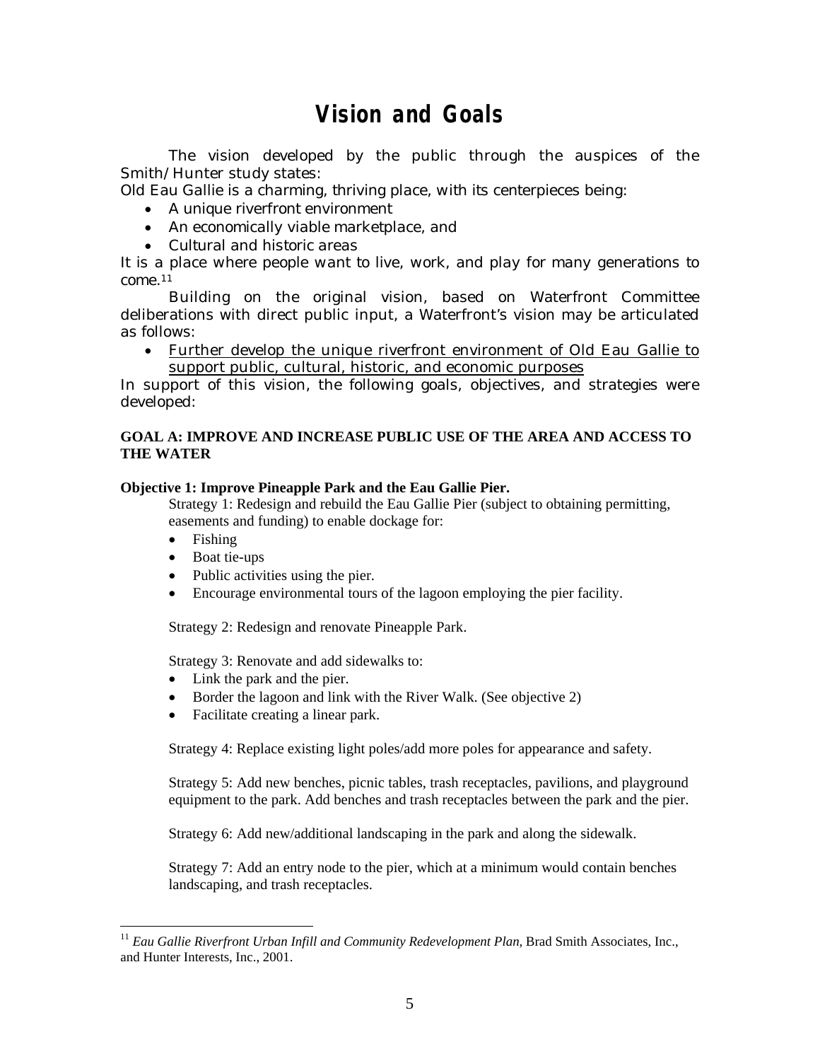# Vision and Goals

The vision developed by the public through the auspices of the Smith/Hunter study states:

Old Eau Gallie is a charming, thriving place, with its centerpieces being:

- A unique riverfront environment
- An economically viable marketplace, and
- Cultural and historic areas

It is a place where people want to live, work, and play for many generations to come.[11]

Building on the original vision, based on Waterfront Committee deliberations with direct public input, a Waterfront's vision may be articulated as follows:

- Further develop the unique riverfront environment of Old Eau Gallie to support public, cultural, historic, and economic purposes

In support of this vision, the following goals, objectives, and strategies were developed:

**GOAL A: IMPROVE AND INCREASE PUBLIC USE OF THE AREA AND ACCESS TO THE WATER**

**Objective 1: Improve Pineapple Park and the Eau Gallie Pier.**

Strategy 1: Redesign and rebuild the Eau Gallie Pier (subject to obtaining permitting, easements and funding) to enable dockage for:

- Fishing
- Boat tie-ups
- Public activities using the pier.
- Encourage environmental tours of the lagoon employing the pier facility.

Strategy 2: Redesign and renovate Pineapple Park.

Strategy 3: Renovate and add sidewalks to:

- Link the park and the pier.
- Border the lagoon and link with the River Walk. (See objective 2)
- Facilitate creating a linear park.

Strategy 4: Replace existing light poles/add more poles for appearance and safety.

Strategy 5: Add new benches, picnic tables, trash receptacles, pavilions, and playground equipment to the park. Add benches and trash receptacles between the park and the pier.

Strategy 6: Add new/additional landscaping in the park and along the sidewalk.

Strategy 7: Add an entry node to the pier, which at a minimum would contain benches landscaping, and trash receptacles.

[11] *Eau Gallie Riverfront Urban Infill and Community Redevelopment Plan,* Brad Smith Associates, Inc., and Hunter Interests, Inc., 2001.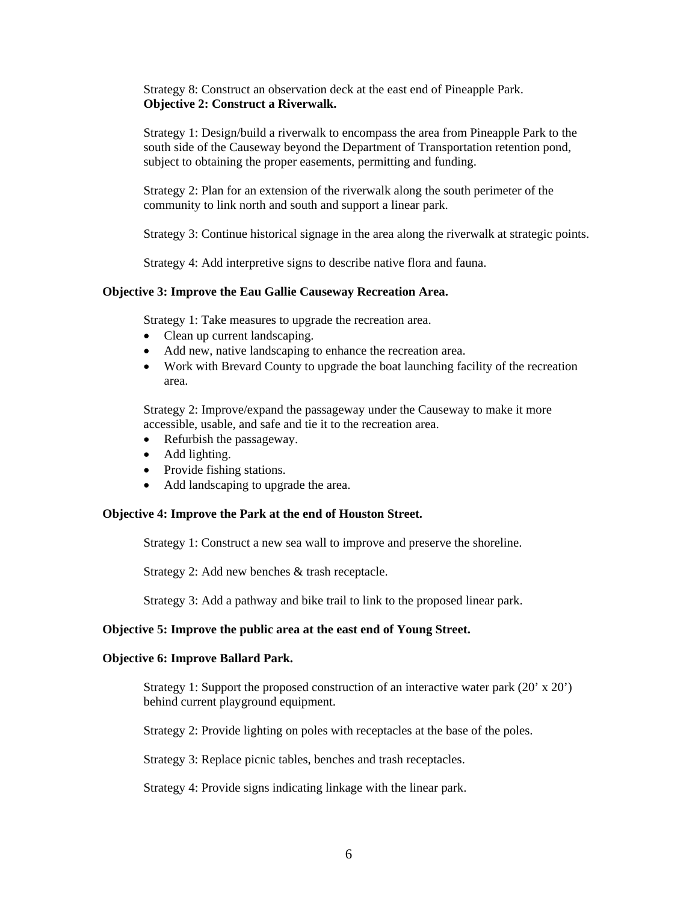Strategy 8: Construct an observation deck at the east end of Pineapple Park.

**Objective 2: Construct a Riverwalk.**

Strategy 1: Design/build a riverwalk to encompass the area from Pineapple Park to the south side of the Causeway beyond the Department of Transportation retention pond, subject to obtaining the proper easements, permitting and funding.

Strategy 2: Plan for an extension of the riverwalk along the south perimeter of the community to link north and south and support a linear park.

Strategy 3: Continue historical signage in the area along the riverwalk at strategic points.

Strategy 4: Add interpretive signs to describe native flora and fauna.

**Objective 3: Improve the Eau Gallie Causeway Recreation Area.**

Strategy 1: Take measures to upgrade the recreation area.

- Clean up current landscaping.
- Add new, native landscaping to enhance the recreation area.
- Work with Brevard County to upgrade the boat launching facility of the recreation area.

Strategy 2: Improve/expand the passageway under the Causeway to make it more accessible, usable, and safe and tie it to the recreation area.

- Refurbish the passageway.
- Add lighting.
- Provide fishing stations.
- Add landscaping to upgrade the area.

**Objective 4: Improve the Park at the end of Houston Street.**

Strategy 1: Construct a new sea wall to improve and preserve the shoreline.

Strategy 2: Add new benches & trash receptacle.

Strategy 3: Add a pathway and bike trail to link to the proposed linear park.

**Objective 5: Improve the public area at the east end of Young Street.**

**Objective 6: Improve Ballard Park.**

Strategy 1: Support the proposed construction of an interactive water park (20' x 20') behind current playground equipment.

Strategy 2: Provide lighting on poles with receptacles at the base of the poles.

Strategy 3: Replace picnic tables, benches and trash receptacles.

Strategy 4: Provide signs indicating linkage with the linear park.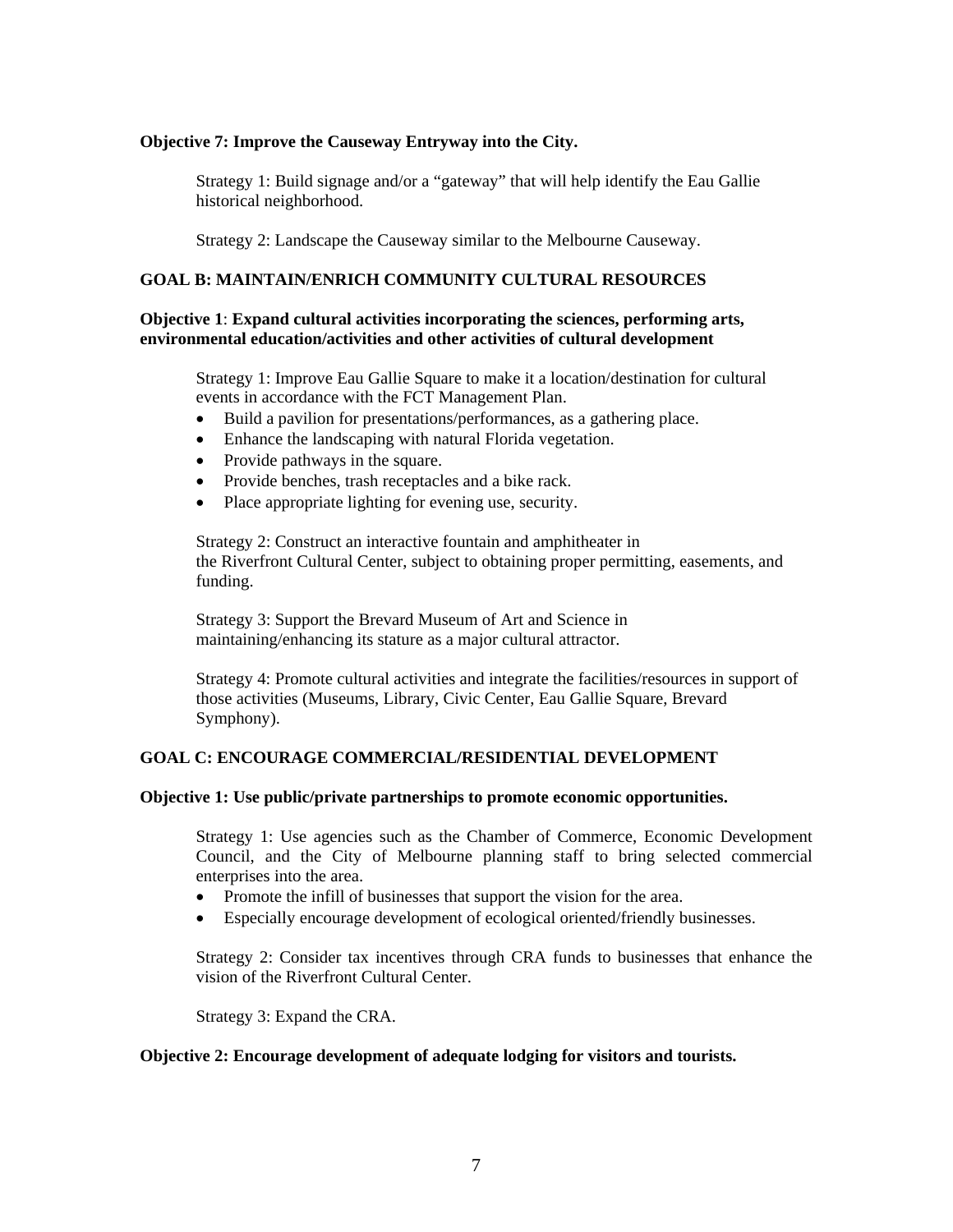**Objective 7: Improve the Causeway Entryway into the City.**

Strategy 1: Build signage and/or a "gateway" that will help identify the Eau Gallie historical neighborhood.

Strategy 2: Landscape the Causeway similar to the Melbourne Causeway.

## GOAL B: MAINTAIN/ENRICH COMMUNITY CULTURAL RESOURCES

**Objective 1**: **Expand cultural activities incorporating the sciences, performing arts, environmental education/activities and other activities of cultural development**

Strategy 1: Improve Eau Gallie Square to make it a location/destination for cultural events in accordance with the FCT Management Plan.

- Build a pavilion for presentations/performances, as a gathering place.
- Enhance the landscaping with natural Florida vegetation.
- Provide pathways in the square.
- Provide benches, trash receptacles and a bike rack.
- Place appropriate lighting for evening use, security.

Strategy 2: Construct an interactive fountain and amphitheater in the Riverfront Cultural Center, subject to obtaining proper permitting, easements, and funding.

Strategy 3: Support the Brevard Museum of Art and Science in maintaining/enhancing its stature as a major cultural attractor.

Strategy 4: Promote cultural activities and integrate the facilities/resources in support of those activities (Museums, Library, Civic Center, Eau Gallie Square, Brevard Symphony).

## GOAL C: ENCOURAGE COMMERCIAL/RESIDENTIAL DEVELOPMENT

**Objective 1: Use public/private partnerships to promote economic opportunities.**

Strategy 1: Use agencies such as the Chamber of Commerce, Economic Development Council, and the City of Melbourne planning staff to bring selected commercial enterprises into the area.

- Promote the infill of businesses that support the vision for the area.
- Especially encourage development of ecological oriented/friendly businesses.

Strategy 2: Consider tax incentives through CRA funds to businesses that enhance the vision of the Riverfront Cultural Center.

Strategy 3: Expand the CRA.

**Objective 2: Encourage development of adequate lodging for visitors and tourists.**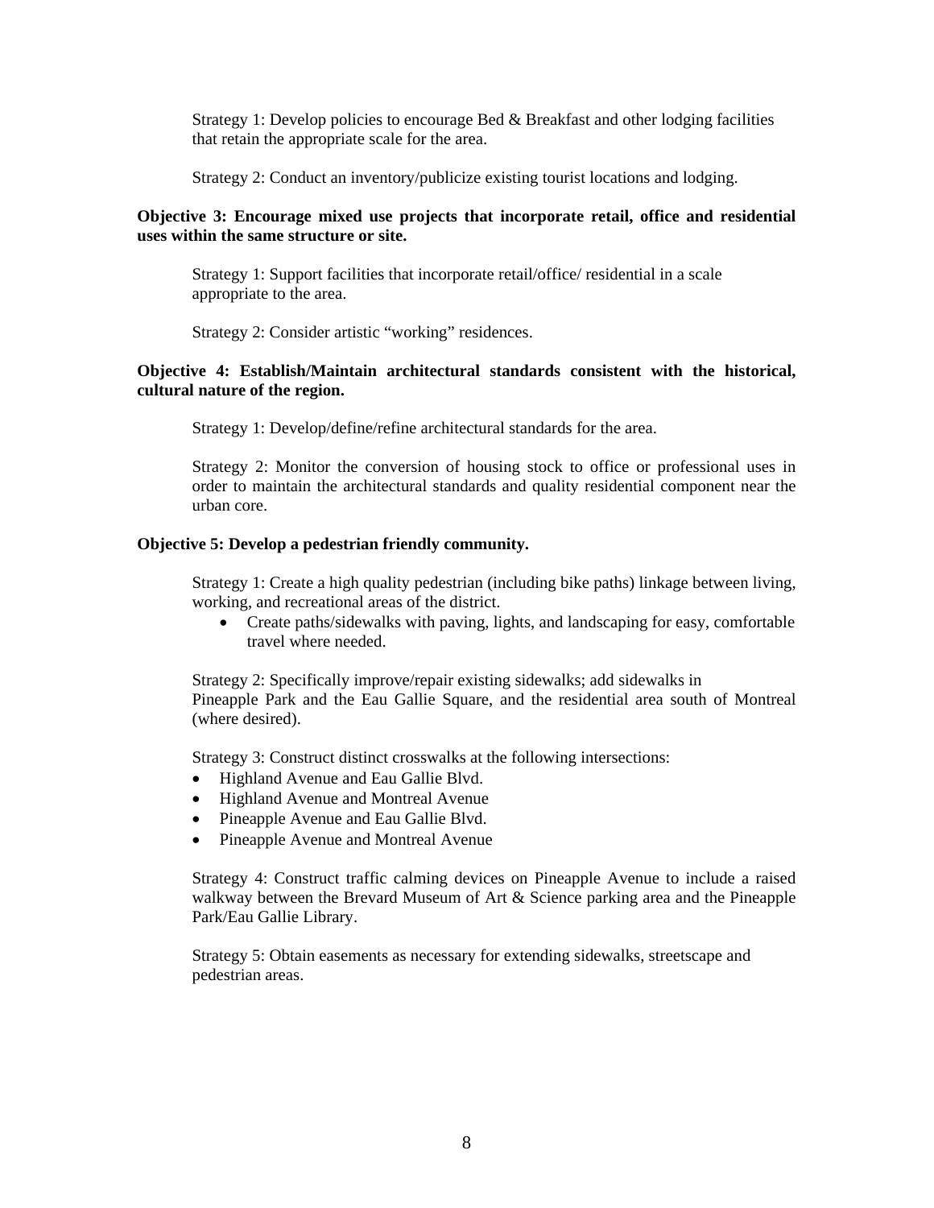Strategy 1: Develop policies to encourage Bed & Breakfast and other lodging facilities that retain the appropriate scale for the area.

Strategy 2: Conduct an inventory/publicize existing tourist locations and lodging.

**Objective 3: Encourage mixed use projects that incorporate retail, office and residential uses within the same structure or site.**

Strategy 1: Support facilities that incorporate retail/office/ residential in a scale appropriate to the area.

Strategy 2: Consider artistic "working" residences.

**Objective 4: Establish/Maintain architectural standards consistent with the historical, cultural nature of the region.**

Strategy 1: Develop/define/refine architectural standards for the area.

Strategy 2: Monitor the conversion of housing stock to office or professional uses in order to maintain the architectural standards and quality residential component near the urban core.

**Objective 5: Develop a pedestrian friendly community.**

Strategy 1: Create a high quality pedestrian (including bike paths) linkage between living, working, and recreational areas of the district.

- Create paths/sidewalks with paving, lights, and landscaping for easy, comfortable travel where needed.

Strategy 2: Specifically improve/repair existing sidewalks; add sidewalks in Pineapple Park and the Eau Gallie Square, and the residential area south of Montreal (where desired).

Strategy 3: Construct distinct crosswalks at the following intersections:

- Highland Avenue and Eau Gallie Blvd.
- Highland Avenue and Montreal Avenue
- Pineapple Avenue and Eau Gallie Blvd.
- Pineapple Avenue and Montreal Avenue

Strategy 4: Construct traffic calming devices on Pineapple Avenue to include a raised walkway between the Brevard Museum of Art & Science parking area and the Pineapple Park/Eau Gallie Library.

Strategy 5: Obtain easements as necessary for extending sidewalks, streetscape and pedestrian areas.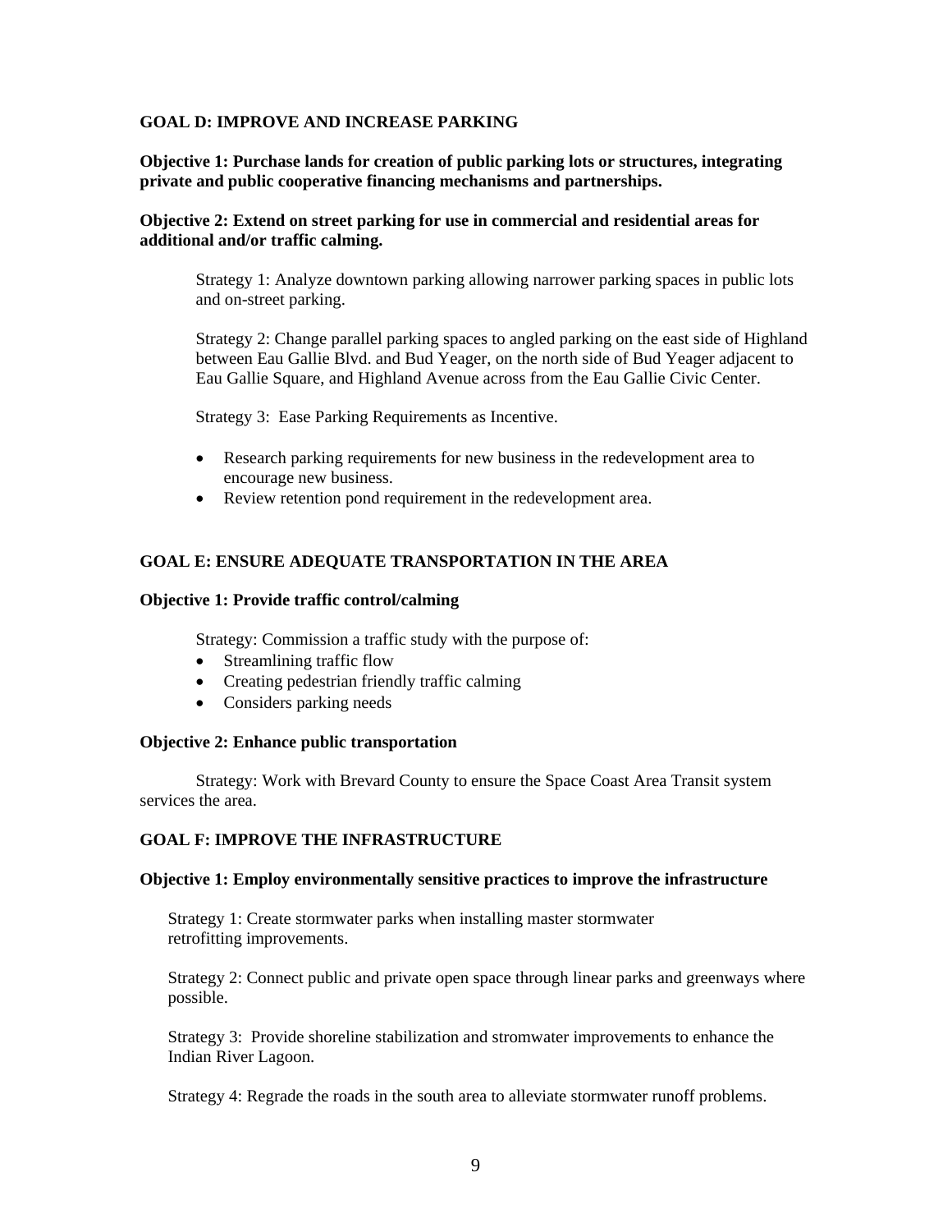**GOAL D: IMPROVE AND INCREASE PARKING**

**Objective 1: Purchase lands for creation of public parking lots or structures, integrating private and public cooperative financing mechanisms and partnerships.**

**Objective 2: Extend on street parking for use in commercial and residential areas for additional and/or traffic calming.**

Strategy 1: Analyze downtown parking allowing narrower parking spaces in public lots and on-street parking.

Strategy 2: Change parallel parking spaces to angled parking on the east side of Highland between Eau Gallie Blvd. and Bud Yeager, on the north side of Bud Yeager adjacent to Eau Gallie Square, and Highland Avenue across from the Eau Gallie Civic Center.

Strategy 3: Ease Parking Requirements as Incentive.

- Research parking requirements for new business in the redevelopment area to encourage new business.
- Review retention pond requirement in the redevelopment area.

**GOAL E: ENSURE ADEQUATE TRANSPORTATION IN THE AREA**

**Objective 1: Provide traffic control/calming**

Strategy: Commission a traffic study with the purpose of:

- Streamlining traffic flow
- Creating pedestrian friendly traffic calming
- Considers parking needs

**Objective 2: Enhance public transportation**

Strategy: Work with Brevard County to ensure the Space Coast Area Transit system services the area.

**GOAL F: IMPROVE THE INFRASTRUCTURE**

**Objective 1: Employ environmentally sensitive practices to improve the infrastructure**

Strategy 1: Create stormwater parks when installing master stormwater retrofitting improvements.

Strategy 2: Connect public and private open space through linear parks and greenways where possible.

Strategy 3: Provide shoreline stabilization and stromwater improvements to enhance the Indian River Lagoon.

Strategy 4: Regrade the roads in the south area to alleviate stormwater runoff problems.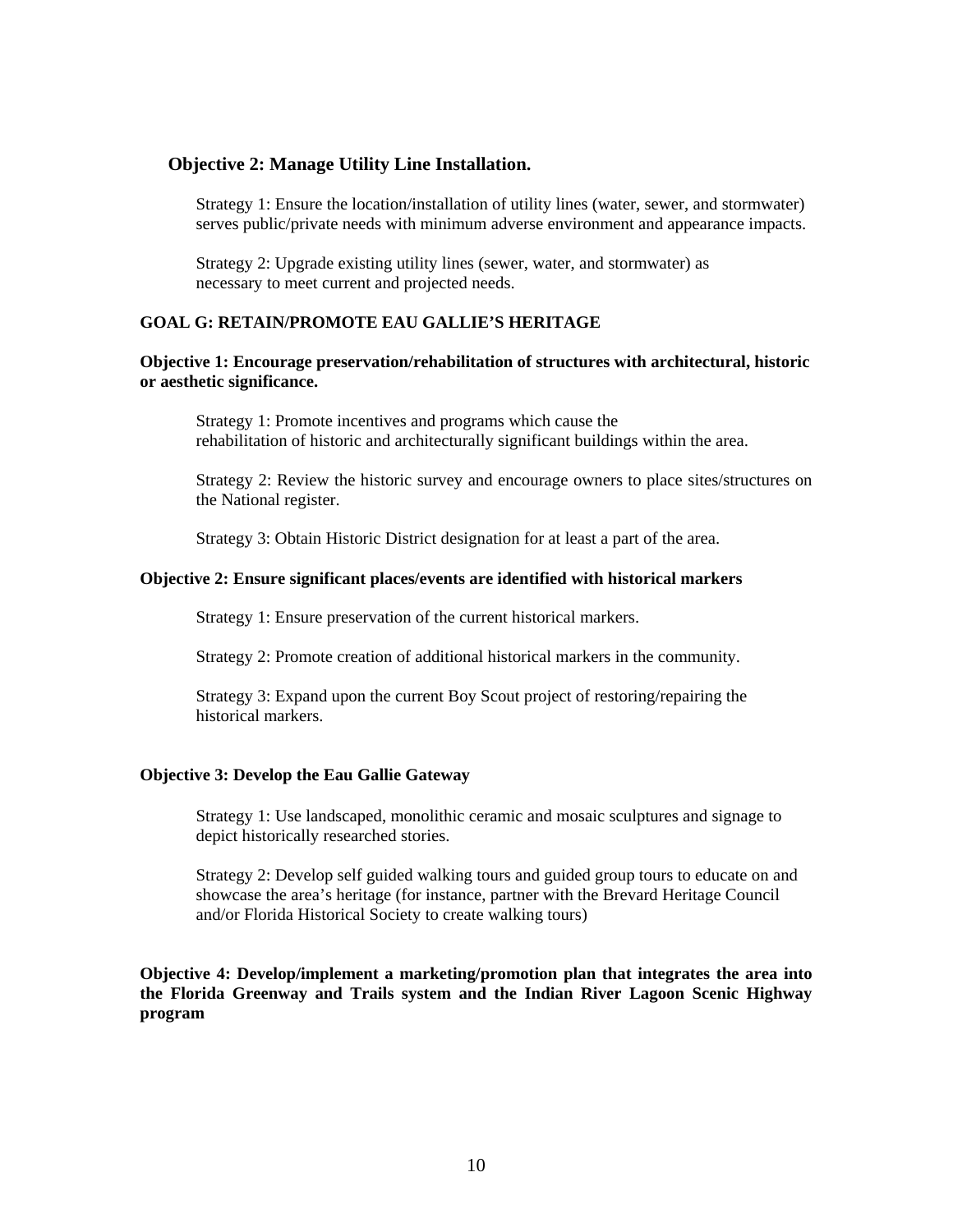**Objective 2: Manage Utility Line Installation.**

Strategy 1: Ensure the location/installation of utility lines (water, sewer, and stormwater) serves public/private needs with minimum adverse environment and appearance impacts.

Strategy 2: Upgrade existing utility lines (sewer, water, and stormwater) as necessary to meet current and projected needs.

## GOAL G: RETAIN/PROMOTE EAU GALLIE'S HERITAGE

**Objective 1: Encourage preservation/rehabilitation of structures with architectural, historic or aesthetic significance.**

Strategy 1: Promote incentives and programs which cause the rehabilitation of historic and architecturally significant buildings within the area.

Strategy 2: Review the historic survey and encourage owners to place sites/structures on the National register.

Strategy 3: Obtain Historic District designation for at least a part of the area.

**Objective 2: Ensure significant places/events are identified with historical markers**

Strategy 1: Ensure preservation of the current historical markers.

Strategy 2: Promote creation of additional historical markers in the community.

Strategy 3: Expand upon the current Boy Scout project of restoring/repairing the historical markers.

**Objective 3: Develop the Eau Gallie Gateway**

Strategy 1: Use landscaped, monolithic ceramic and mosaic sculptures and signage to depict historically researched stories.

Strategy 2: Develop self guided walking tours and guided group tours to educate on and showcase the area's heritage (for instance, partner with the Brevard Heritage Council and/or Florida Historical Society to create walking tours)

**Objective 4: Develop/implement a marketing/promotion plan that integrates the area into the Florida Greenway and Trails system and the Indian River Lagoon Scenic Highway program**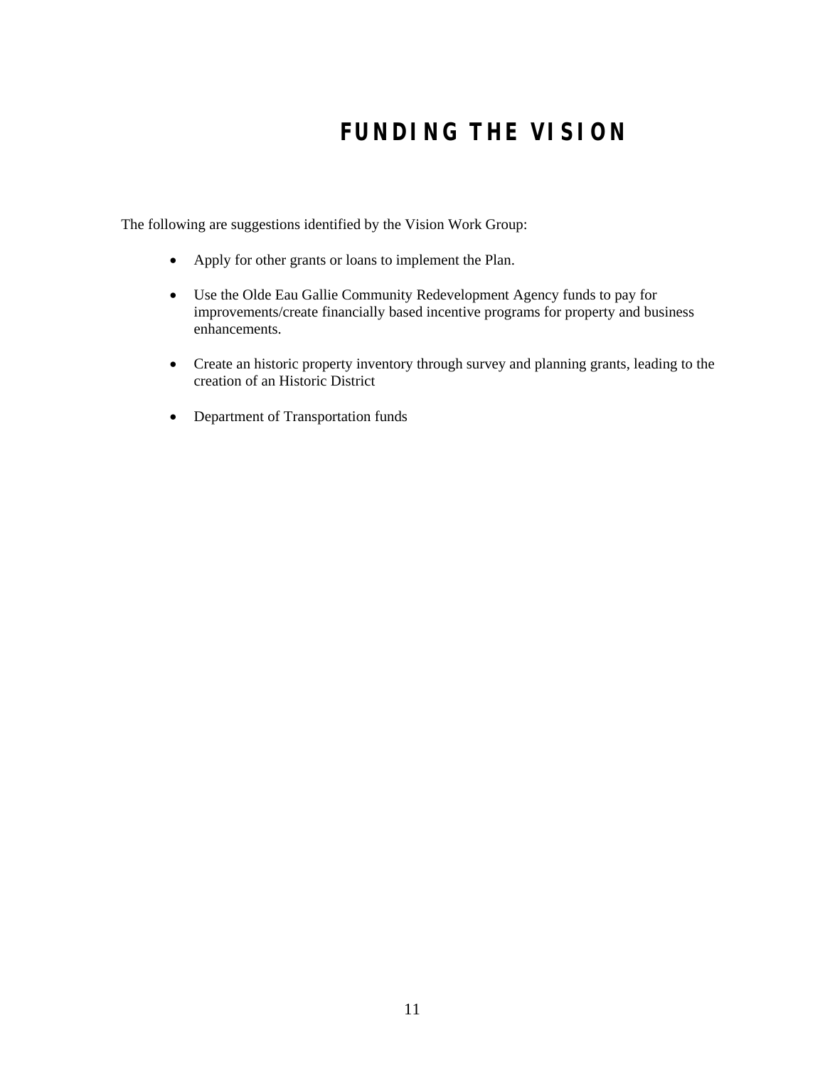# FUNDING THE VISION

The following are suggestions identified by the Vision Work Group:

- Apply for other grants or loans to implement the Plan.

- Use the Olde Eau Gallie Community Redevelopment Agency funds to pay for improvements/create financially based incentive programs for property and business enhancements.

- Create an historic property inventory through survey and planning grants, leading to the creation of an Historic District

- Department of Transportation funds